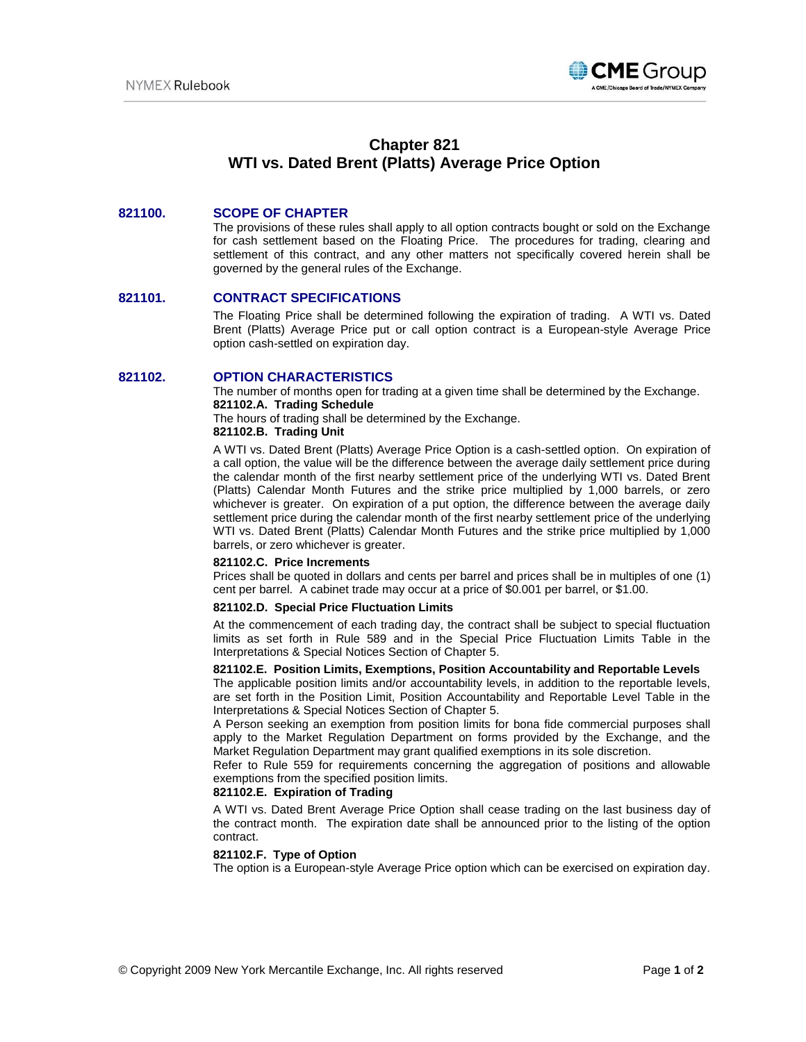# Chapter 821
# WTI vs. Dated Brent (Platts) Average Price Option

## 821100. SCOPE OF CHAPTER

The provisions of these rules shall apply to all option contracts bought or sold on the Exchange for cash settlement based on the Floating Price. The procedures for trading, clearing and settlement of this contract, and any other matters not specifically covered herein shall be governed by the general rules of the Exchange.

## 821101. CONTRACT SPECIFICATIONS

The Floating Price shall be determined following the expiration of trading. A WTI vs. Dated Brent (Platts) Average Price put or call option contract is a European-style Average Price option cash-settled on expiration day.

## 821102. OPTION CHARACTERISTICS

The number of months open for trading at a given time shall be determined by the Exchange.

**821102.A. Trading Schedule**

The hours of trading shall be determined by the Exchange.

**821102.B. Trading Unit**

A WTI vs. Dated Brent (Platts) Average Price Option is a cash-settled option. On expiration of a call option, the value will be the difference between the average daily settlement price during the calendar month of the first nearby settlement price of the underlying WTI vs. Dated Brent (Platts) Calendar Month Futures and the strike price multiplied by 1,000 barrels, or zero whichever is greater. On expiration of a put option, the difference between the average daily settlement price during the calendar month of the first nearby settlement price of the underlying WTI vs. Dated Brent (Platts) Calendar Month Futures and the strike price multiplied by 1,000 barrels, or zero whichever is greater.

**821102.C. Price Increments**

Prices shall be quoted in dollars and cents per barrel and prices shall be in multiples of one (1) cent per barrel. A cabinet trade may occur at a price of $0.001 per barrel, or $1.00.

**821102.D. Special Price Fluctuation Limits**

At the commencement of each trading day, the contract shall be subject to special fluctuation limits as set forth in Rule 589 and in the Special Price Fluctuation Limits Table in the Interpretations & Special Notices Section of Chapter 5.

**821102.E. Position Limits, Exemptions, Position Accountability and Reportable Levels**

The applicable position limits and/or accountability levels, in addition to the reportable levels, are set forth in the Position Limit, Position Accountability and Reportable Level Table in the Interpretations & Special Notices Section of Chapter 5.

A Person seeking an exemption from position limits for bona fide commercial purposes shall apply to the Market Regulation Department on forms provided by the Exchange, and the Market Regulation Department may grant qualified exemptions in its sole discretion.

Refer to Rule 559 for requirements concerning the aggregation of positions and allowable exemptions from the specified position limits.

**821102.E. Expiration of Trading**

A WTI vs. Dated Brent Average Price Option shall cease trading on the last business day of the contract month. The expiration date shall be announced prior to the listing of the option contract.

**821102.F. Type of Option**

The option is a European-style Average Price option which can be exercised on expiration day.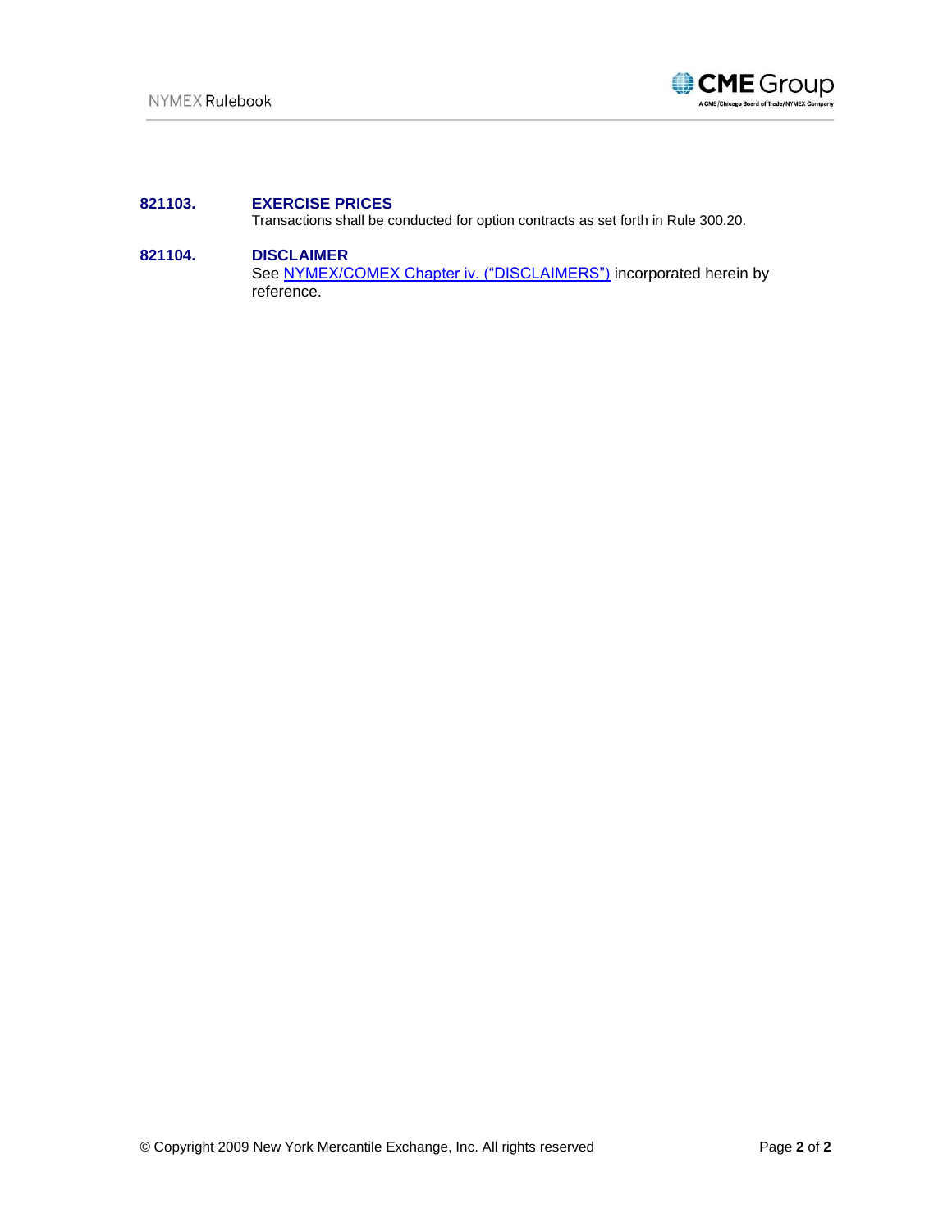**821103. EXERCISE PRICES**

Transactions shall be conducted for option contracts as set forth in Rule 300.20.

**821104. DISCLAIMER**

See NYMEX/COMEX Chapter iv. (“DISCLAIMERS”) incorporated herein by reference.

© Copyright 2009 New York Mercantile Exchange, Inc. All rights reserved